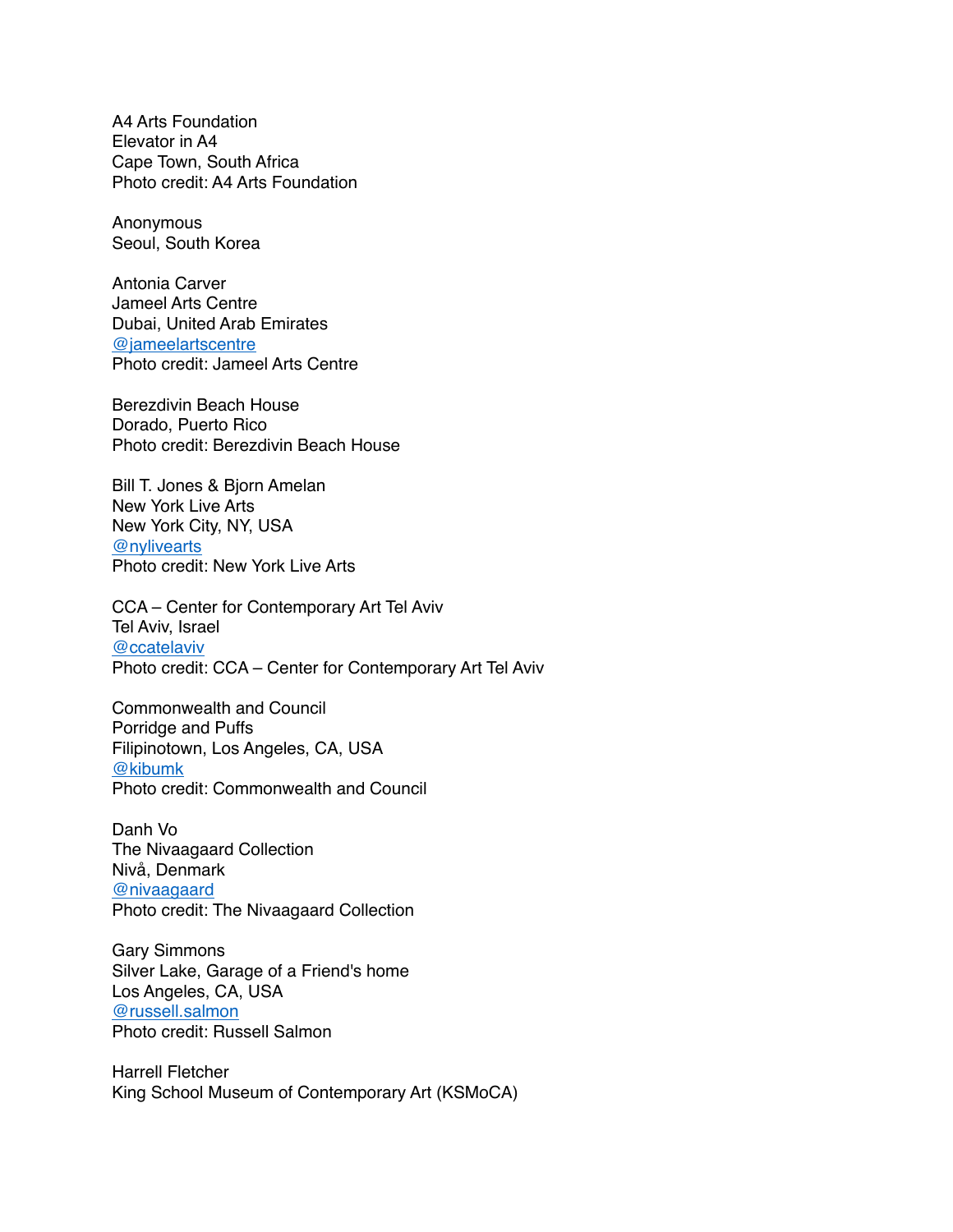A4 Arts Foundation
Elevator in A4
Cape Town, South Africa
Photo credit: A4 Arts Foundation

Anonymous
Seoul, South Korea

Antonia Carver
Jameel Arts Centre
Dubai, United Arab Emirates
@jameelartscentre
Photo credit: Jameel Arts Centre

Berezdivin Beach House
Dorado, Puerto Rico
Photo credit: Berezdivin Beach House

Bill T. Jones & Bjorn Amelan
New York Live Arts
New York City, NY, USA
@nylivearts
Photo credit: New York Live Arts

CCA – Center for Contemporary Art Tel Aviv
Tel Aviv, Israel
@ccatelaviv
Photo credit: CCA – Center for Contemporary Art Tel Aviv

Commonwealth and Council
Porridge and Puffs
Filipinotown, Los Angeles, CA, USA
@kibumk
Photo credit: Commonwealth and Council

Danh Vo
The Nivaagaard Collection
Nivå, Denmark
@nivaagaard
Photo credit: The Nivaagaard Collection

Gary Simmons
Silver Lake, Garage of a Friend's home
Los Angeles, CA, USA
@russell.salmon
Photo credit: Russell Salmon

Harrell Fletcher
King School Museum of Contemporary Art (KSMoCA)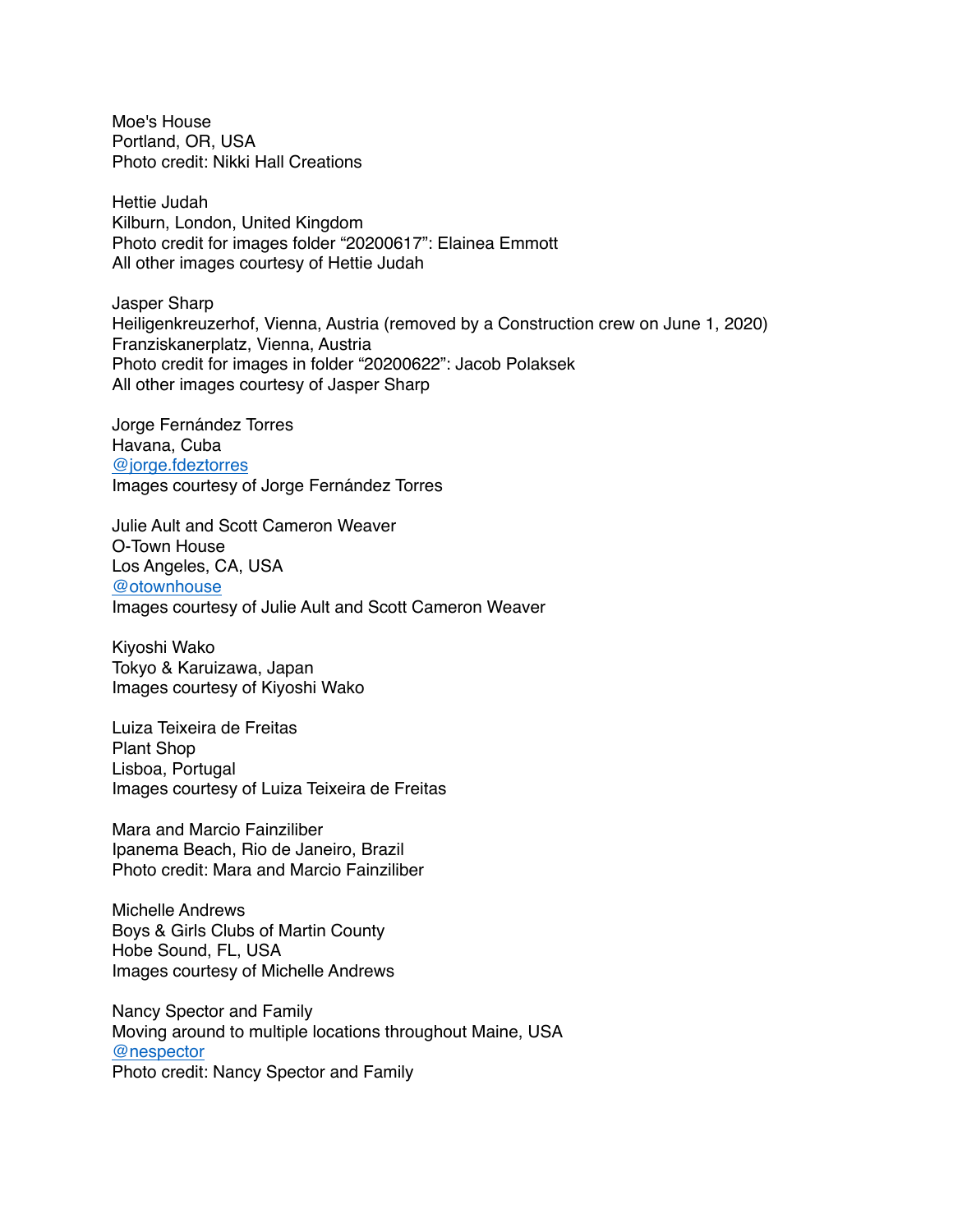Moe's House
Portland, OR, USA
Photo credit: Nikki Hall Creations

Hettie Judah
Kilburn, London, United Kingdom
Photo credit for images folder “20200617”: Elainea Emmott
All other images courtesy of Hettie Judah

Jasper Sharp
Heiligenkreuzerhof, Vienna, Austria (removed by a Construction crew on June 1, 2020)
Franziskanerplatz, Vienna, Austria
Photo credit for images in folder “20200622”: Jacob Polaksek
All other images courtesy of Jasper Sharp

Jorge Fernández Torres
Havana, Cuba
@jorge.fdeztorres
Images courtesy of Jorge Fernández Torres

Julie Ault and Scott Cameron Weaver
O-Town House
Los Angeles, CA, USA
@otownhouse
Images courtesy of Julie Ault and Scott Cameron Weaver

Kiyoshi Wako
Tokyo & Karuizawa, Japan
Images courtesy of Kiyoshi Wako

Luiza Teixeira de Freitas
Plant Shop
Lisboa, Portugal
Images courtesy of Luiza Teixeira de Freitas

Mara and Marcio Fainziliber
Ipanema Beach, Rio de Janeiro, Brazil
Photo credit: Mara and Marcio Fainziliber

Michelle Andrews
Boys & Girls Clubs of Martin County
Hobe Sound, FL, USA
Images courtesy of Michelle Andrews

Nancy Spector and Family
Moving around to multiple locations throughout Maine, USA
@nespector
Photo credit: Nancy Spector and Family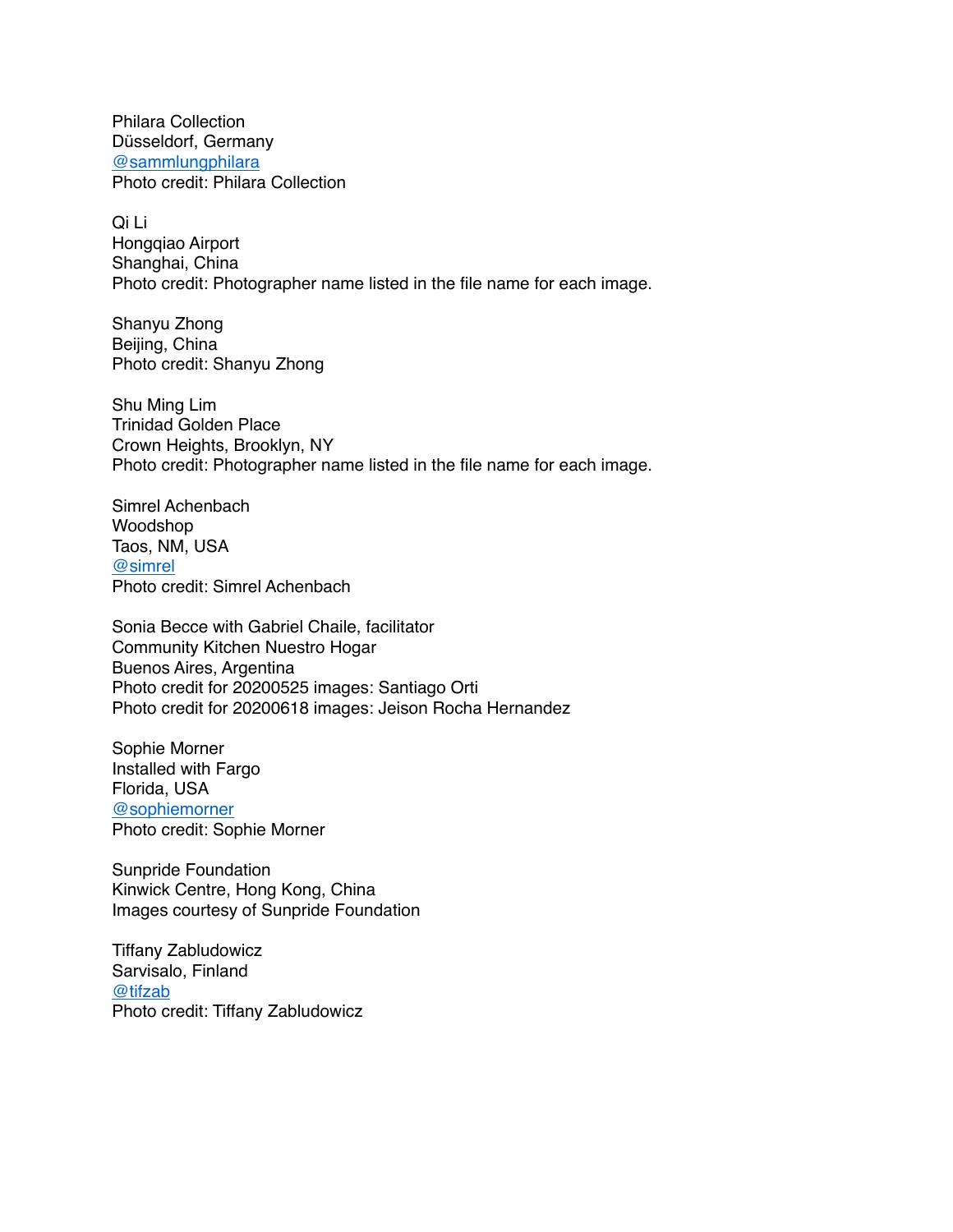Philara Collection
Düsseldorf, Germany
@sammlungphilara
Photo credit: Philara Collection

Qi Li
Hongqiao Airport
Shanghai, China
Photo credit: Photographer name listed in the file name for each image.

Shanyu Zhong
Beijing, China
Photo credit: Shanyu Zhong

Shu Ming Lim
Trinidad Golden Place
Crown Heights, Brooklyn, NY
Photo credit: Photographer name listed in the file name for each image.

Simrel Achenbach
Woodshop
Taos, NM, USA
@simrel
Photo credit: Simrel Achenbach

Sonia Becce with Gabriel Chaile, facilitator
Community Kitchen Nuestro Hogar
Buenos Aires, Argentina
Photo credit for 20200525 images: Santiago Orti
Photo credit for 20200618 images: Jeison Rocha Hernandez

Sophie Morner
Installed with Fargo
Florida, USA
@sophiemorner
Photo credit: Sophie Morner

Sunpride Foundation
Kinwick Centre, Hong Kong, China
Images courtesy of Sunpride Foundation

Tiffany Zabludowicz
Sarvisalo, Finland
@tifzab
Photo credit: Tiffany Zabludowicz